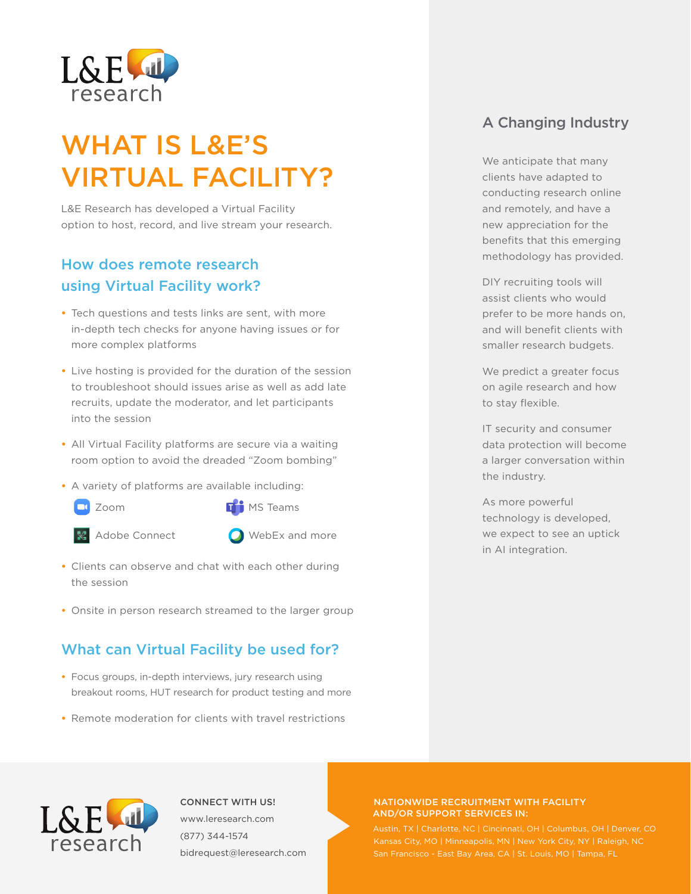# WHAT IS L&E'S VIRTUAL FACILITY?

L&E Research has developed a Virtual Facility option to host, record, and live stream your research.

## How does remote research using Virtual Facility work?

- Tech questions and tests links are sent, with more in-depth tech checks for anyone having issues or for more complex platforms
- Live hosting is provided for the duration of the session to troubleshoot should issues arise as well as add late recruits, update the moderator, and let participants into the session
- All Virtual Facility platforms are secure via a waiting room option to avoid the dreaded "Zoom bombing"
- A variety of platforms are available including:
  - Zoom
  - MS Teams
  - Adobe Connect
  - WebEx and more
- Clients can observe and chat with each other during the session
- Onsite in person research streamed to the larger group

## What can Virtual Facility be used for?

- Focus groups, in-depth interviews, jury research using breakout rooms, HUT research for product testing and more
- Remote moderation for clients with travel restrictions

## A Changing Industry

We anticipate that many clients have adapted to conducting research online and remotely, and have a new appreciation for the benefits that this emerging methodology has provided.

DIY recruiting tools will assist clients who would prefer to be more hands on, and will benefit clients with smaller research budgets.

We predict a greater focus on agile research and how to stay flexible.

IT security and consumer data protection will become a larger conversation within the industry.

As more powerful technology is developed, we expect to see an uptick in AI integration.

**CONNECT WITH US!**

www.leresearch.com

(877) 344-1574

bidrequest@leresearch.com

**NATIONWIDE RECRUITMENT WITH FACILITY AND/OR SUPPORT SERVICES IN:**

Austin, TX | Charlotte, NC | Cincinnati, OH | Columbus, OH | Denver, CO Kansas City, MO | Minneapolis, MN | New York City, NY | Raleigh, NC San Francisco - East Bay Area, CA | St. Louis, MO | Tampa, FL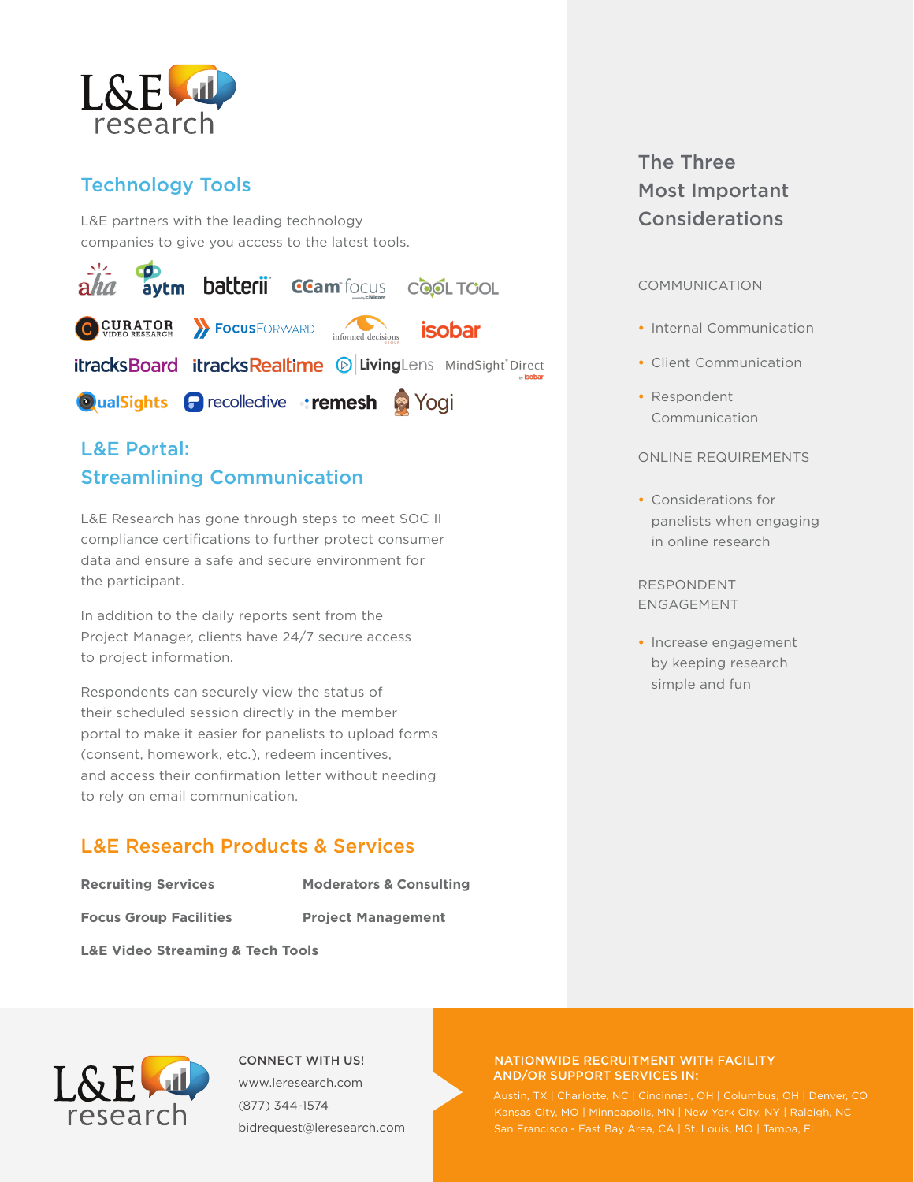L&E research

## Technology Tools

L&E partners with the leading technology companies to give you access to the latest tools.

aha | aytm | batterii | CCam focus | COOL TOOL | CURATOR VIDEO RESEARCH | FocusFORWARD | informed decisions | isobar | itracksBoard | itracksRealtime | LivingLens | MindSight Direct | QualSights | recollective | remesh | Yogi

## L&E Portal: Streamlining Communication

L&E Research has gone through steps to meet SOC II compliance certifications to further protect consumer data and ensure a safe and secure environment for the participant.

In addition to the daily reports sent from the Project Manager, clients have 24/7 secure access to project information.

Respondents can securely view the status of their scheduled session directly in the member portal to make it easier for panelists to upload forms (consent, homework, etc.), redeem incentives, and access their confirmation letter without needing to rely on email communication.

## L&E Research Products & Services

**Recruiting Services**

**Moderators & Consulting**

**Focus Group Facilities**

**Project Management**

**L&E Video Streaming & Tech Tools**

## The Three Most Important Considerations

### COMMUNICATION

- Internal Communication
- Client Communication
- Respondent Communication

### ONLINE REQUIREMENTS

- Considerations for panelists when engaging in online research

### RESPONDENT ENGAGEMENT

- Increase engagement by keeping research simple and fun

L&E research

**CONNECT WITH US!**

www.leresearch.com

(877) 344-1574

bidrequest@leresearch.com

**NATIONWIDE RECRUITMENT WITH FACILITY AND/OR SUPPORT SERVICES IN:**

Austin, TX | Charlotte, NC | Cincinnati, OH | Columbus, OH | Denver, CO
Kansas City, MO | Minneapolis, MN | New York City, NY | Raleigh, NC
San Francisco - East Bay Area, CA | St. Louis, MO | Tampa, FL